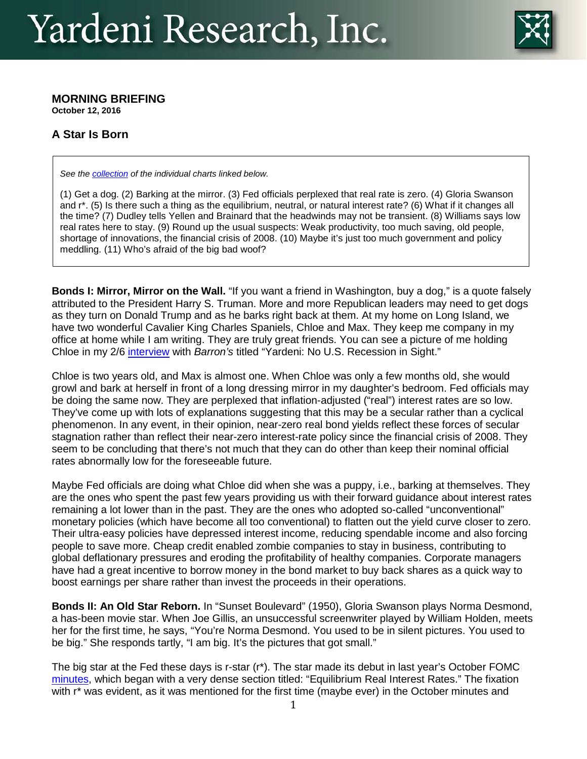# Yardeni Research, Inc.

**MORNING BRIEFING**
**October 12, 2016**

## A Star Is Born

*See the collection of the individual charts linked below.*

(1) Get a dog. (2) Barking at the mirror. (3) Fed officials perplexed that real rate is zero. (4) Gloria Swanson and r*. (5) Is there such a thing as the equilibrium, neutral, or natural interest rate? (6) What if it changes all the time? (7) Dudley tells Yellen and Brainard that the headwinds may not be transient. (8) Williams says low real rates here to stay. (9) Round up the usual suspects: Weak productivity, too much saving, old people, shortage of innovations, the financial crisis of 2008. (10) Maybe it's just too much government and policy meddling. (11) Who's afraid of the big bad woof?

**Bonds I: Mirror, Mirror on the Wall.** "If you want a friend in Washington, buy a dog," is a quote falsely attributed to the President Harry S. Truman. More and more Republican leaders may need to get dogs as they turn on Donald Trump and as he barks right back at them. At my home on Long Island, we have two wonderful Cavalier King Charles Spaniels, Chloe and Max. They keep me company in my office at home while I am writing. They are truly great friends. You can see a picture of me holding Chloe in my 2/6 interview with *Barron's* titled "Yardeni: No U.S. Recession in Sight."

Chloe is two years old, and Max is almost one. When Chloe was only a few months old, she would growl and bark at herself in front of a long dressing mirror in my daughter's bedroom. Fed officials may be doing the same now. They are perplexed that inflation-adjusted ("real") interest rates are so low. They've come up with lots of explanations suggesting that this may be a secular rather than a cyclical phenomenon. In any event, in their opinion, near-zero real bond yields reflect these forces of secular stagnation rather than reflect their near-zero interest-rate policy since the financial crisis of 2008. They seem to be concluding that there's not much that they can do other than keep their nominal official rates abnormally low for the foreseeable future.

Maybe Fed officials are doing what Chloe did when she was a puppy, i.e., barking at themselves. They are the ones who spent the past few years providing us with their forward guidance about interest rates remaining a lot lower than in the past. They are the ones who adopted so-called "unconventional" monetary policies (which have become all too conventional) to flatten out the yield curve closer to zero. Their ultra-easy policies have depressed interest income, reducing spendable income and also forcing people to save more. Cheap credit enabled zombie companies to stay in business, contributing to global deflationary pressures and eroding the profitability of healthy companies. Corporate managers have had a great incentive to borrow money in the bond market to buy back shares as a quick way to boost earnings per share rather than invest the proceeds in their operations.

**Bonds II: An Old Star Reborn.** In "Sunset Boulevard" (1950), Gloria Swanson plays Norma Desmond, a has-been movie star. When Joe Gillis, an unsuccessful screenwriter played by William Holden, meets her for the first time, he says, "You're Norma Desmond. You used to be in silent pictures. You used to be big." She responds tartly, "I am big. It's the pictures that got small."

The big star at the Fed these days is r-star (r*). The star made its debut in last year's October FOMC minutes, which began with a very dense section titled: "Equilibrium Real Interest Rates." The fixation with r* was evident, as it was mentioned for the first time (maybe ever) in the October minutes and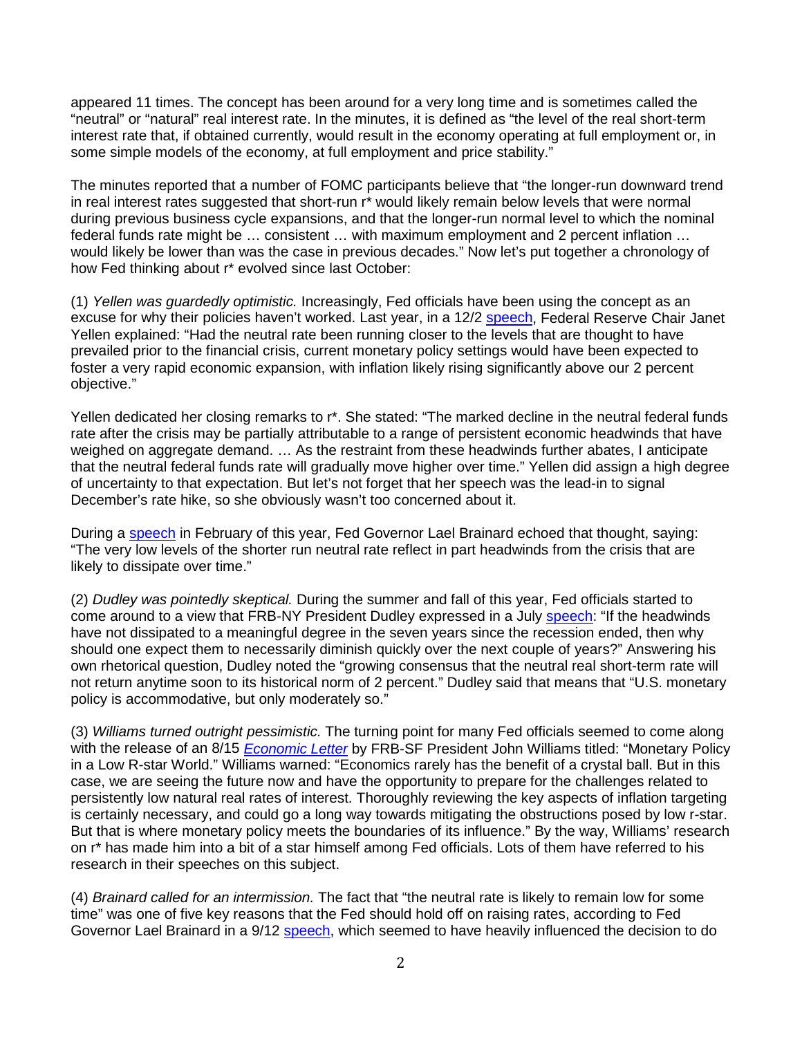appeared 11 times. The concept has been around for a very long time and is sometimes called the "neutral" or "natural" real interest rate. In the minutes, it is defined as "the level of the real short-term interest rate that, if obtained currently, would result in the economy operating at full employment or, in some simple models of the economy, at full employment and price stability."

The minutes reported that a number of FOMC participants believe that "the longer-run downward trend in real interest rates suggested that short-run r* would likely remain below levels that were normal during previous business cycle expansions, and that the longer-run normal level to which the nominal federal funds rate might be … consistent … with maximum employment and 2 percent inflation … would likely be lower than was the case in previous decades." Now let's put together a chronology of how Fed thinking about r* evolved since last October:

(1) *Yellen was guardedly optimistic.* Increasingly, Fed officials have been using the concept as an excuse for why their policies haven't worked. Last year, in a 12/2 speech, Federal Reserve Chair Janet Yellen explained: "Had the neutral rate been running closer to the levels that are thought to have prevailed prior to the financial crisis, current monetary policy settings would have been expected to foster a very rapid economic expansion, with inflation likely rising significantly above our 2 percent objective."

Yellen dedicated her closing remarks to r*. She stated: "The marked decline in the neutral federal funds rate after the crisis may be partially attributable to a range of persistent economic headwinds that have weighed on aggregate demand. … As the restraint from these headwinds further abates, I anticipate that the neutral federal funds rate will gradually move higher over time." Yellen did assign a high degree of uncertainty to that expectation. But let's not forget that her speech was the lead-in to signal December's rate hike, so she obviously wasn't too concerned about it.

During a speech in February of this year, Fed Governor Lael Brainard echoed that thought, saying: "The very low levels of the shorter run neutral rate reflect in part headwinds from the crisis that are likely to dissipate over time."

(2) *Dudley was pointedly skeptical.* During the summer and fall of this year, Fed officials started to come around to a view that FRB-NY President Dudley expressed in a July speech: "If the headwinds have not dissipated to a meaningful degree in the seven years since the recession ended, then why should one expect them to necessarily diminish quickly over the next couple of years?" Answering his own rhetorical question, Dudley noted the "growing consensus that the neutral real short-term rate will not return anytime soon to its historical norm of 2 percent." Dudley said that means that "U.S. monetary policy is accommodative, but only moderately so."

(3) *Williams turned outright pessimistic.* The turning point for many Fed officials seemed to come along with the release of an 8/15 *Economic Letter* by FRB-SF President John Williams titled: "Monetary Policy in a Low R-star World." Williams warned: "Economics rarely has the benefit of a crystal ball. But in this case, we are seeing the future now and have the opportunity to prepare for the challenges related to persistently low natural real rates of interest. Thoroughly reviewing the key aspects of inflation targeting is certainly necessary, and could go a long way towards mitigating the obstructions posed by low r-star. But that is where monetary policy meets the boundaries of its influence." By the way, Williams' research on r* has made him into a bit of a star himself among Fed officials. Lots of them have referred to his research in their speeches on this subject.

(4) *Brainard called for an intermission.* The fact that "the neutral rate is likely to remain low for some time" was one of five key reasons that the Fed should hold off on raising rates, according to Fed Governor Lael Brainard in a 9/12 speech, which seemed to have heavily influenced the decision to do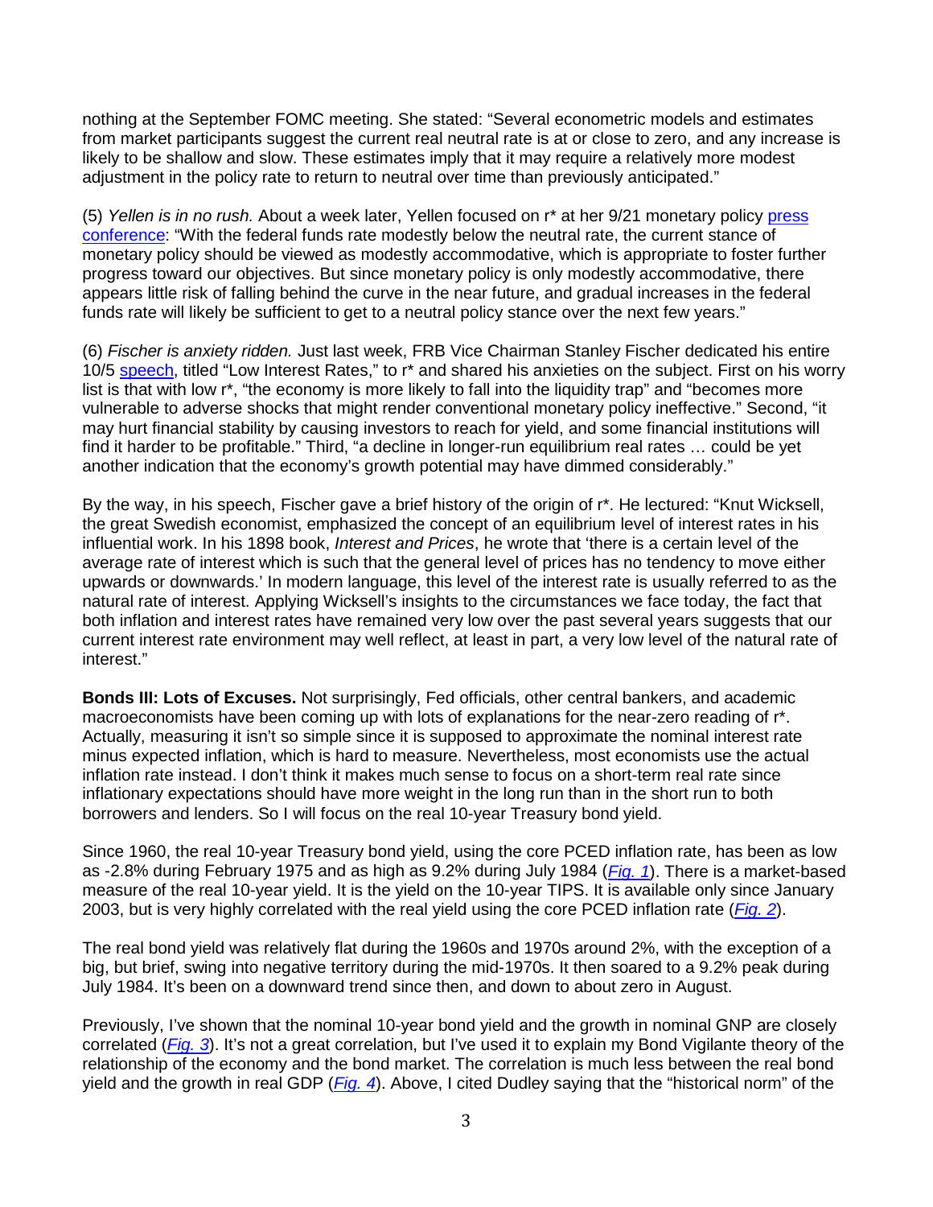nothing at the September FOMC meeting. She stated: "Several econometric models and estimates from market participants suggest the current real neutral rate is at or close to zero, and any increase is likely to be shallow and slow. These estimates imply that it may require a relatively more modest adjustment in the policy rate to return to neutral over time than previously anticipated."

(5) *Yellen is in no rush.* About a week later, Yellen focused on r* at her 9/21 monetary policy press conference: "With the federal funds rate modestly below the neutral rate, the current stance of monetary policy should be viewed as modestly accommodative, which is appropriate to foster further progress toward our objectives. But since monetary policy is only modestly accommodative, there appears little risk of falling behind the curve in the near future, and gradual increases in the federal funds rate will likely be sufficient to get to a neutral policy stance over the next few years."

(6) *Fischer is anxiety ridden.* Just last week, FRB Vice Chairman Stanley Fischer dedicated his entire 10/5 speech, titled "Low Interest Rates," to r* and shared his anxieties on the subject. First on his worry list is that with low r*, "the economy is more likely to fall into the liquidity trap" and "becomes more vulnerable to adverse shocks that might render conventional monetary policy ineffective." Second, "it may hurt financial stability by causing investors to reach for yield, and some financial institutions will find it harder to be profitable." Third, "a decline in longer-run equilibrium real rates … could be yet another indication that the economy's growth potential may have dimmed considerably."

By the way, in his speech, Fischer gave a brief history of the origin of r*. He lectured: "Knut Wicksell, the great Swedish economist, emphasized the concept of an equilibrium level of interest rates in his influential work. In his 1898 book, *Interest and Prices*, he wrote that 'there is a certain level of the average rate of interest which is such that the general level of prices has no tendency to move either upwards or downwards.' In modern language, this level of the interest rate is usually referred to as the natural rate of interest. Applying Wicksell's insights to the circumstances we face today, the fact that both inflation and interest rates have remained very low over the past several years suggests that our current interest rate environment may well reflect, at least in part, a very low level of the natural rate of interest."

**Bonds III: Lots of Excuses.** Not surprisingly, Fed officials, other central bankers, and academic macroeconomists have been coming up with lots of explanations for the near-zero reading of r*. Actually, measuring it isn't so simple since it is supposed to approximate the nominal interest rate minus expected inflation, which is hard to measure. Nevertheless, most economists use the actual inflation rate instead. I don't think it makes much sense to focus on a short-term real rate since inflationary expectations should have more weight in the long run than in the short run to both borrowers and lenders. So I will focus on the real 10-year Treasury bond yield.

Since 1960, the real 10-year Treasury bond yield, using the core PCED inflation rate, has been as low as -2.8% during February 1975 and as high as 9.2% during July 1984 (*Fig. 1*). There is a market-based measure of the real 10-year yield. It is the yield on the 10-year TIPS. It is available only since January 2003, but is very highly correlated with the real yield using the core PCED inflation rate (*Fig. 2*).

The real bond yield was relatively flat during the 1960s and 1970s around 2%, with the exception of a big, but brief, swing into negative territory during the mid-1970s. It then soared to a 9.2% peak during July 1984. It's been on a downward trend since then, and down to about zero in August.

Previously, I've shown that the nominal 10-year bond yield and the growth in nominal GNP are closely correlated (*Fig. 3*). It's not a great correlation, but I've used it to explain my Bond Vigilante theory of the relationship of the economy and the bond market. The correlation is much less between the real bond yield and the growth in real GDP (*Fig. 4*). Above, I cited Dudley saying that the "historical norm" of the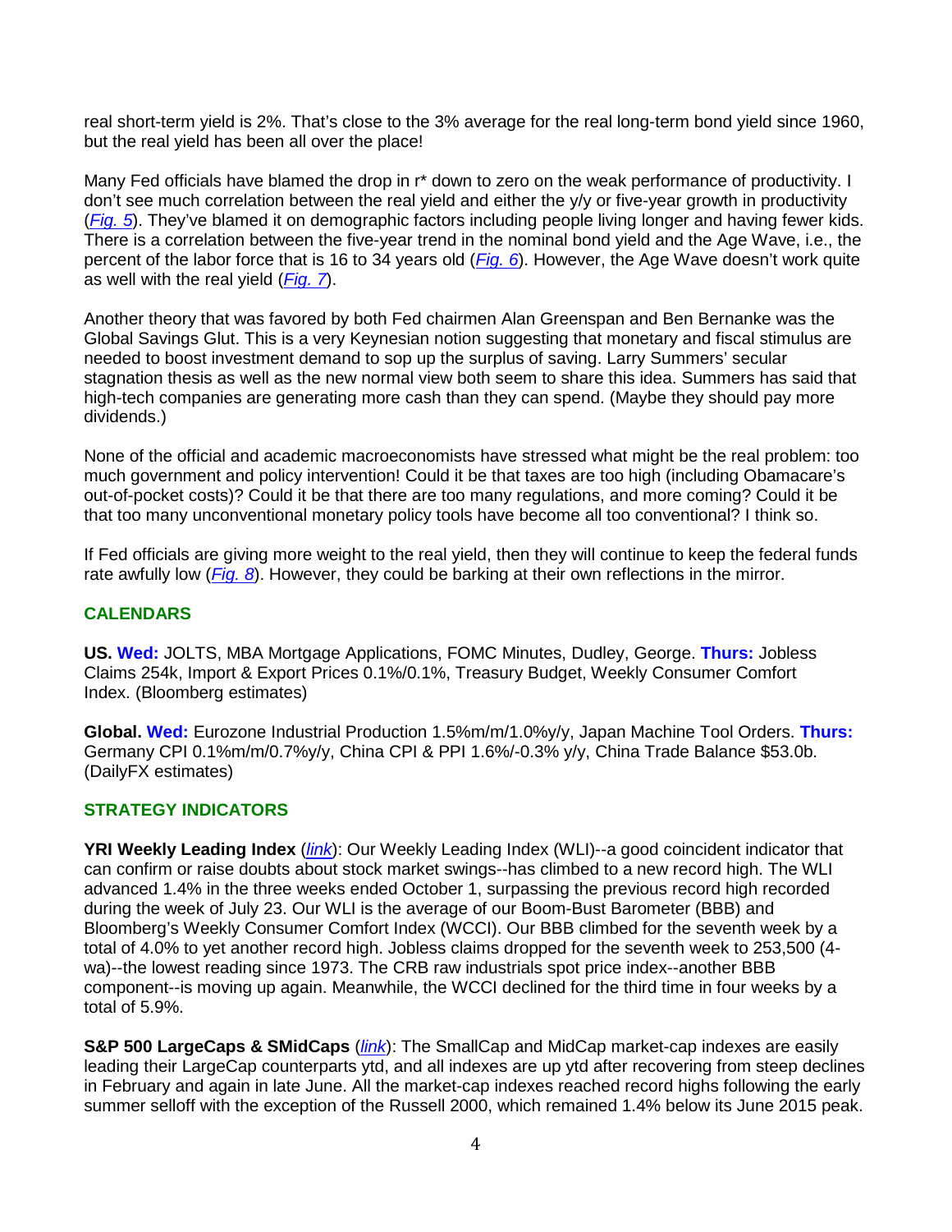real short-term yield is 2%. That's close to the 3% average for the real long-term bond yield since 1960, but the real yield has been all over the place!

Many Fed officials have blamed the drop in r* down to zero on the weak performance of productivity. I don't see much correlation between the real yield and either the y/y or five-year growth in productivity (*Fig. 5*). They've blamed it on demographic factors including people living longer and having fewer kids. There is a correlation between the five-year trend in the nominal bond yield and the Age Wave, i.e., the percent of the labor force that is 16 to 34 years old (*Fig. 6*). However, the Age Wave doesn't work quite as well with the real yield (*Fig. 7*).

Another theory that was favored by both Fed chairmen Alan Greenspan and Ben Bernanke was the Global Savings Glut. This is a very Keynesian notion suggesting that monetary and fiscal stimulus are needed to boost investment demand to sop up the surplus of saving. Larry Summers' secular stagnation thesis as well as the new normal view both seem to share this idea. Summers has said that high-tech companies are generating more cash than they can spend. (Maybe they should pay more dividends.)

None of the official and academic macroeconomists have stressed what might be the real problem: too much government and policy intervention! Could it be that taxes are too high (including Obamacare's out-of-pocket costs)? Could it be that there are too many regulations, and more coming? Could it be that too many unconventional monetary policy tools have become all too conventional? I think so.

If Fed officials are giving more weight to the real yield, then they will continue to keep the federal funds rate awfully low (*Fig. 8*). However, they could be barking at their own reflections in the mirror.

## CALENDARS

**US. Wed:** JOLTS, MBA Mortgage Applications, FOMC Minutes, Dudley, George. **Thurs:** Jobless Claims 254k, Import & Export Prices 0.1%/0.1%, Treasury Budget, Weekly Consumer Comfort Index. (Bloomberg estimates)

**Global. Wed:** Eurozone Industrial Production 1.5%m/m/1.0%y/y, Japan Machine Tool Orders. **Thurs:** Germany CPI 0.1%m/m/0.7%y/y, China CPI & PPI 1.6%/-0.3% y/y, China Trade Balance $53.0b. (DailyFX estimates)

## STRATEGY INDICATORS

**YRI Weekly Leading Index** (*link*): Our Weekly Leading Index (WLI)--a good coincident indicator that can confirm or raise doubts about stock market swings--has climbed to a new record high. The WLI advanced 1.4% in the three weeks ended October 1, surpassing the previous record high recorded during the week of July 23. Our WLI is the average of our Boom-Bust Barometer (BBB) and Bloomberg's Weekly Consumer Comfort Index (WCCI). Our BBB climbed for the seventh week by a total of 4.0% to yet another record high. Jobless claims dropped for the seventh week to 253,500 (4-wa)--the lowest reading since 1973. The CRB raw industrials spot price index--another BBB component--is moving up again. Meanwhile, the WCCI declined for the third time in four weeks by a total of 5.9%.

**S&P 500 LargeCaps & SMidCaps** (*link*): The SmallCap and MidCap market-cap indexes are easily leading their LargeCap counterparts ytd, and all indexes are up ytd after recovering from steep declines in February and again in late June. All the market-cap indexes reached record highs following the early summer selloff with the exception of the Russell 2000, which remained 1.4% below its June 2015 peak.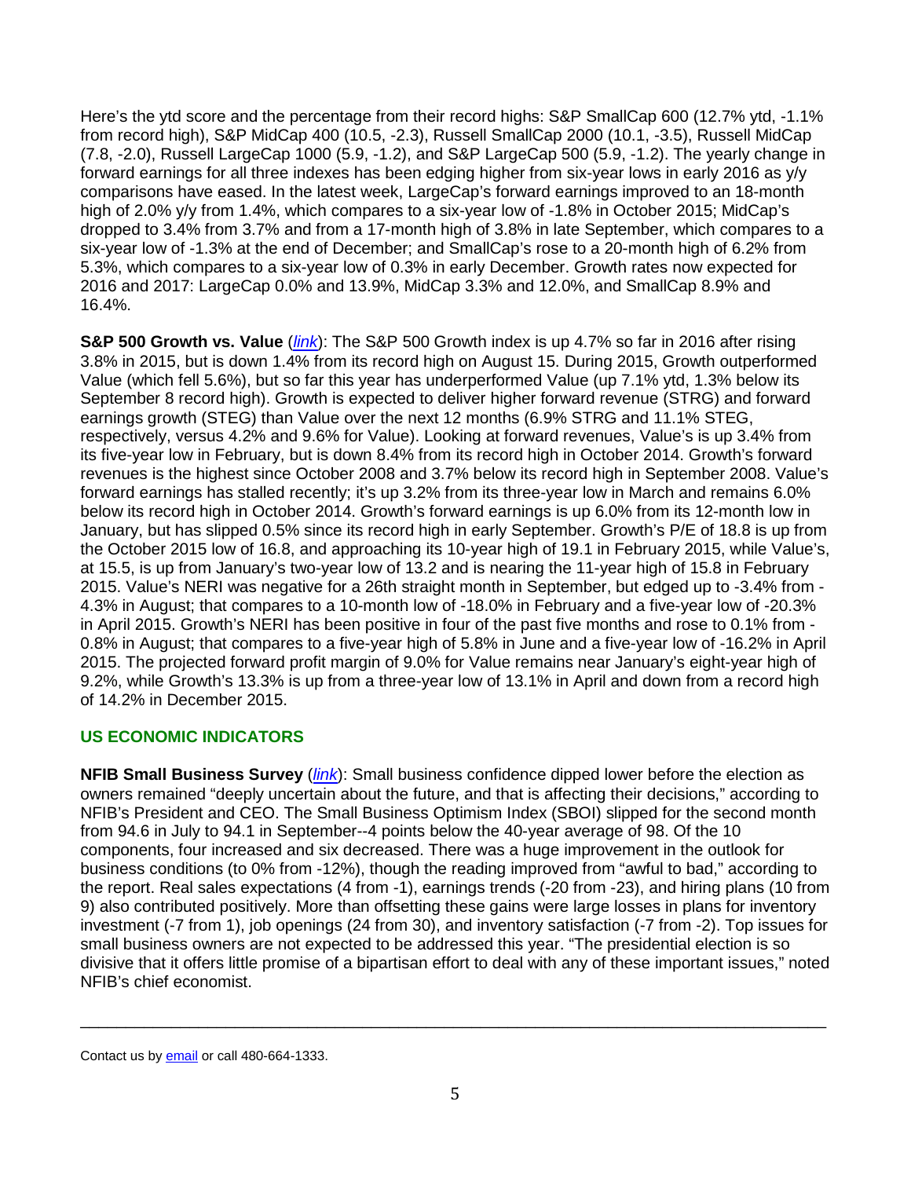Here's the ytd score and the percentage from their record highs: S&P SmallCap 600 (12.7% ytd, -1.1% from record high), S&P MidCap 400 (10.5, -2.3), Russell SmallCap 2000 (10.1, -3.5), Russell MidCap (7.8, -2.0), Russell LargeCap 1000 (5.9, -1.2), and S&P LargeCap 500 (5.9, -1.2). The yearly change in forward earnings for all three indexes has been edging higher from six-year lows in early 2016 as y/y comparisons have eased. In the latest week, LargeCap's forward earnings improved to an 18-month high of 2.0% y/y from 1.4%, which compares to a six-year low of -1.8% in October 2015; MidCap's dropped to 3.4% from 3.7% and from a 17-month high of 3.8% in late September, which compares to a six-year low of -1.3% at the end of December; and SmallCap's rose to a 20-month high of 6.2% from 5.3%, which compares to a six-year low of 0.3% in early December. Growth rates now expected for 2016 and 2017: LargeCap 0.0% and 13.9%, MidCap 3.3% and 12.0%, and SmallCap 8.9% and 16.4%.

**S&P 500 Growth vs. Value** (*link*): The S&P 500 Growth index is up 4.7% so far in 2016 after rising 3.8% in 2015, but is down 1.4% from its record high on August 15. During 2015, Growth outperformed Value (which fell 5.6%), but so far this year has underperformed Value (up 7.1% ytd, 1.3% below its September 8 record high). Growth is expected to deliver higher forward revenue (STRG) and forward earnings growth (STEG) than Value over the next 12 months (6.9% STRG and 11.1% STEG, respectively, versus 4.2% and 9.6% for Value). Looking at forward revenues, Value's is up 3.4% from its five-year low in February, but is down 8.4% from its record high in October 2014. Growth's forward revenues is the highest since October 2008 and 3.7% below its record high in September 2008. Value's forward earnings has stalled recently; it's up 3.2% from its three-year low in March and remains 6.0% below its record high in October 2014. Growth's forward earnings is up 6.0% from its 12-month low in January, but has slipped 0.5% since its record high in early September. Growth's P/E of 18.8 is up from the October 2015 low of 16.8, and approaching its 10-year high of 19.1 in February 2015, while Value's, at 15.5, is up from January's two-year low of 13.2 and is nearing the 11-year high of 15.8 in February 2015. Value's NERI was negative for a 26th straight month in September, but edged up to -3.4% from -4.3% in August; that compares to a 10-month low of -18.0% in February and a five-year low of -20.3% in April 2015. Growth's NERI has been positive in four of the past five months and rose to 0.1% from -0.8% in August; that compares to a five-year high of 5.8% in June and a five-year low of -16.2% in April 2015. The projected forward profit margin of 9.0% for Value remains near January's eight-year high of 9.2%, while Growth's 13.3% is up from a three-year low of 13.1% in April and down from a record high of 14.2% in December 2015.

## US ECONOMIC INDICATORS

**NFIB Small Business Survey** (*link*): Small business confidence dipped lower before the election as owners remained "deeply uncertain about the future, and that is affecting their decisions," according to NFIB's President and CEO. The Small Business Optimism Index (SBOI) slipped for the second month from 94.6 in July to 94.1 in September--4 points below the 40-year average of 98. Of the 10 components, four increased and six decreased. There was a huge improvement in the outlook for business conditions (to 0% from -12%), though the reading improved from "awful to bad," according to the report. Real sales expectations (4 from -1), earnings trends (-20 from -23), and hiring plans (10 from 9) also contributed positively. More than offsetting these gains were large losses in plans for inventory investment (-7 from 1), job openings (24 from 30), and inventory satisfaction (-7 from -2). Top issues for small business owners are not expected to be addressed this year. "The presidential election is so divisive that it offers little promise of a bipartisan effort to deal with any of these important issues," noted NFIB's chief economist.

---

Contact us by email or call 480-664-1333.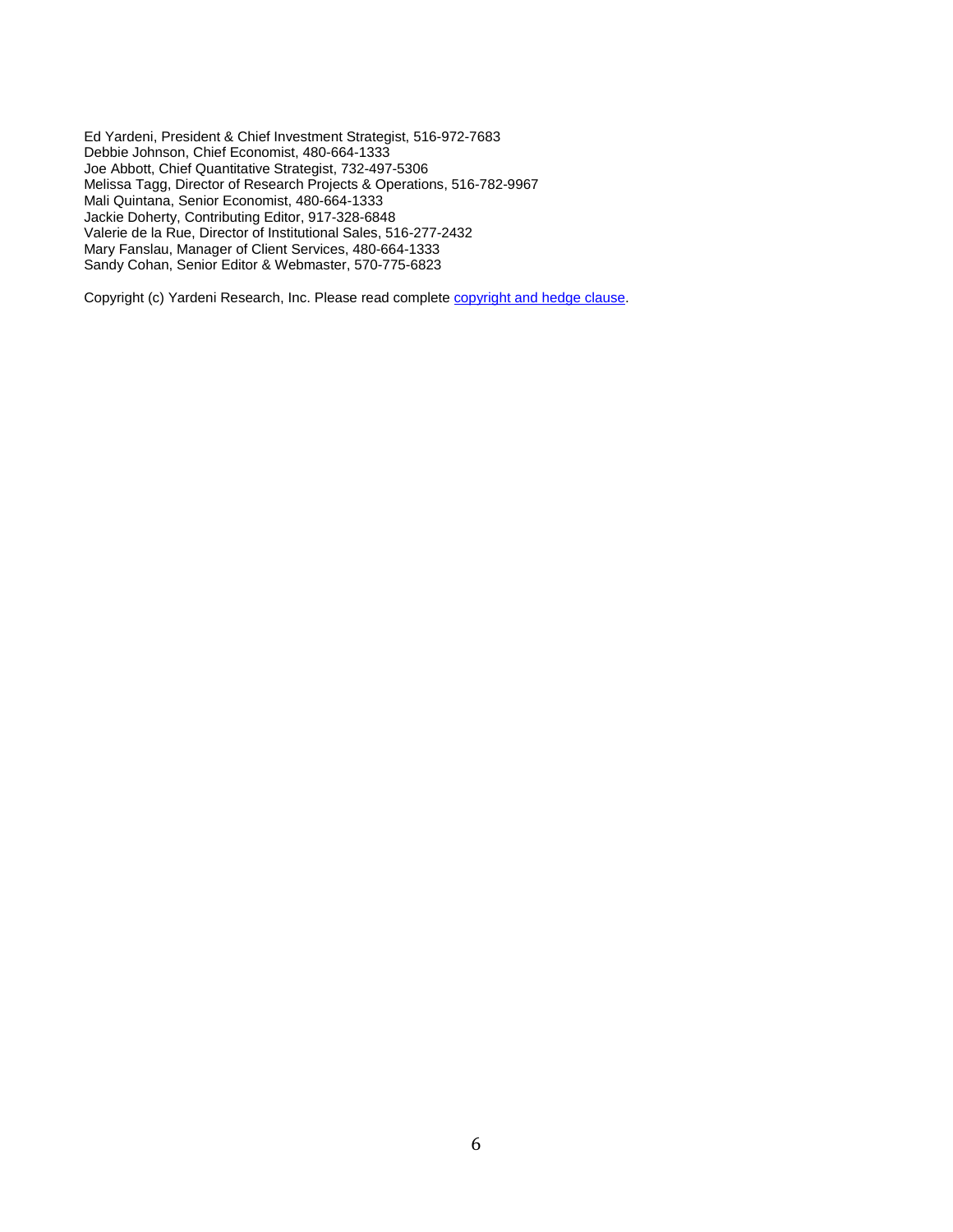Ed Yardeni, President & Chief Investment Strategist, 516-972-7683
Debbie Johnson, Chief Economist, 480-664-1333
Joe Abbott, Chief Quantitative Strategist, 732-497-5306
Melissa Tagg, Director of Research Projects & Operations, 516-782-9967
Mali Quintana, Senior Economist, 480-664-1333
Jackie Doherty, Contributing Editor, 917-328-6848
Valerie de la Rue, Director of Institutional Sales, 516-277-2432
Mary Fanslau, Manager of Client Services, 480-664-1333
Sandy Cohan, Senior Editor & Webmaster, 570-775-6823

Copyright (c) Yardeni Research, Inc. Please read complete copyright and hedge clause.